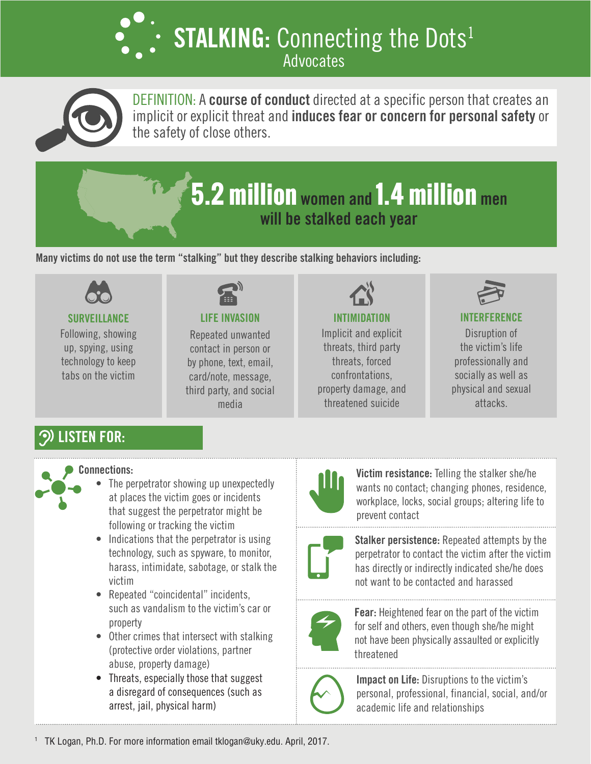# STALKING: Connecting the Dots[1]

## Advocates

DEFINITION: A **course of conduct** directed at a specific person that creates an implicit or explicit threat and **induces fear or concern for personal safety** or the safety of close others.

**5.2 million** women and **1.4 million** men will be stalked each year

**Many victims do not use the term "stalking" but they describe stalking behaviors including:**

### SURVEILLANCE

Following, showing up, spying, using technology to keep tabs on the victim

### LIFE INVASION

Repeated unwanted contact in person or by phone, text, email, card/note, message, third party, and social media

### INTIMIDATION

Implicit and explicit threats, third party threats, forced confrontations, property damage, and threatened suicide

### INTERFERENCE

Disruption of the victim's life professionally and socially as well as physical and sexual attacks.

## LISTEN FOR:

**Connections:**

- The perpetrator showing up unexpectedly at places the victim goes or incidents that suggest the perpetrator might be following or tracking the victim
- Indications that the perpetrator is using technology, such as spyware, to monitor, harass, intimidate, sabotage, or stalk the victim
- Repeated "coincidental" incidents, such as vandalism to the victim's car or property
- Other crimes that intersect with stalking (protective order violations, partner abuse, property damage)
- Threats, especially those that suggest a disregard of consequences (such as arrest, jail, physical harm)

**Victim resistance:** Telling the stalker she/he wants no contact; changing phones, residence, workplace, locks, social groups; altering life to prevent contact

**Stalker persistence:** Repeated attempts by the perpetrator to contact the victim after the victim has directly or indirectly indicated she/he does not want to be contacted and harassed

**Fear:** Heightened fear on the part of the victim for self and others, even though she/he might not have been physically assaulted or explicitly threatened

**Impact on Life:** Disruptions to the victim's personal, professional, financial, social, and/or academic life and relationships

[1] TK Logan, Ph.D. For more information email tklogan@uky.edu. April, 2017.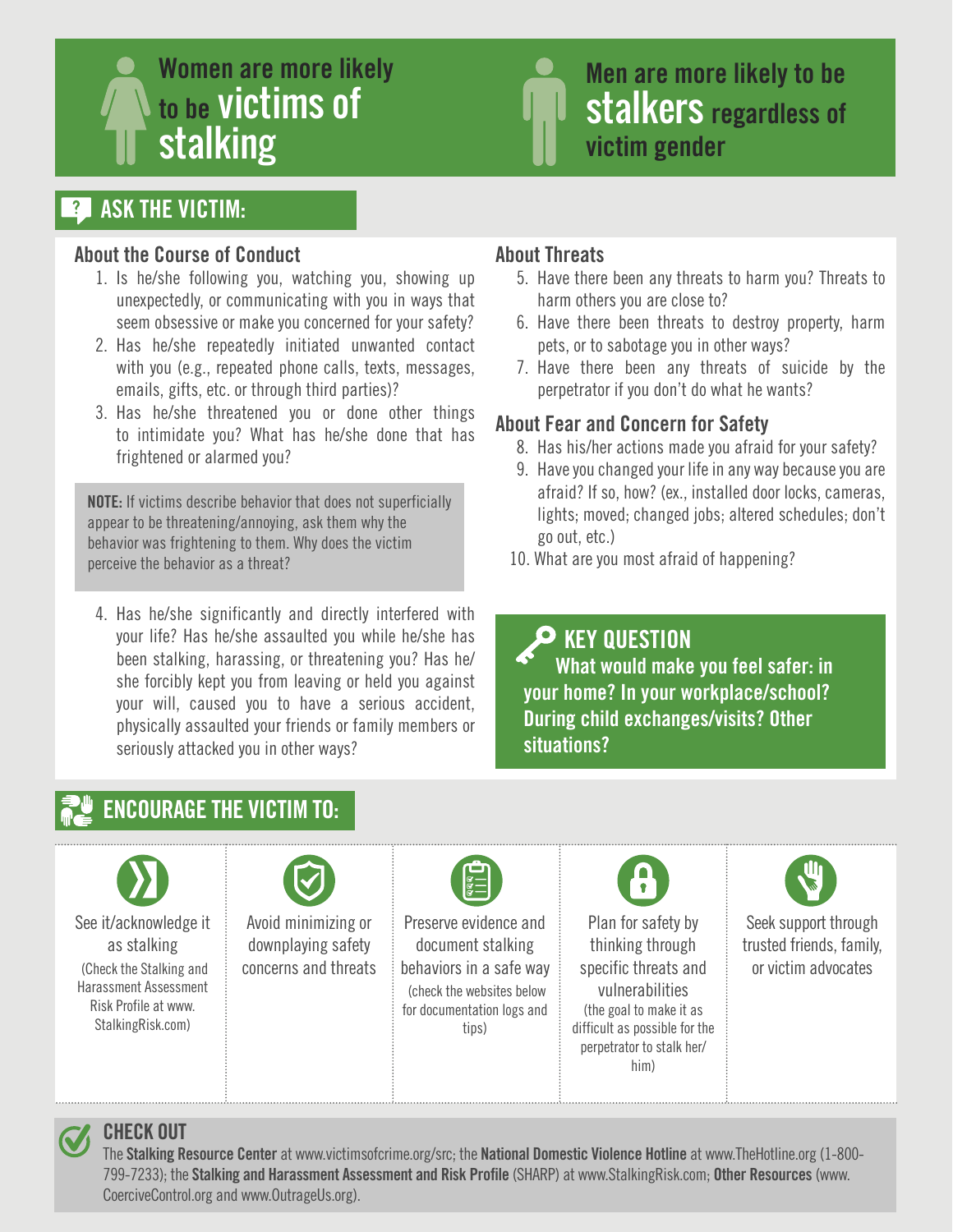**Women are more likely to be victims of stalking**

**Men are more likely to be stalkers regardless of victim gender**

## ASK THE VICTIM:

### About the Course of Conduct

1. Is he/she following you, watching you, showing up unexpectedly, or communicating with you in ways that seem obsessive or make you concerned for your safety?
2. Has he/she repeatedly initiated unwanted contact with you (e.g., repeated phone calls, texts, messages, emails, gifts, etc. or through third parties)?
3. Has he/she threatened you or done other things to intimidate you? What has he/she done that has frightened or alarmed you?

**NOTE:** If victims describe behavior that does not superficially appear to be threatening/annoying, ask them why the behavior was frightening to them. Why does the victim perceive the behavior as a threat?

4. Has he/she significantly and directly interfered with your life? Has he/she assaulted you while he/she has been stalking, harassing, or threatening you? Has he/she forcibly kept you from leaving or held you against your will, caused you to have a serious accident, physically assaulted your friends or family members or seriously attacked you in other ways?

### About Threats

5. Have there been any threats to harm you? Threats to harm others you are close to?
6. Have there been threats to destroy property, harm pets, or to sabotage you in other ways?
7. Have there been any threats of suicide by the perpetrator if you don't do what he wants?

### About Fear and Concern for Safety

8. Has his/her actions made you afraid for your safety?
9. Have you changed your life in any way because you are afraid? If so, how? (ex., installed door locks, cameras, lights; moved; changed jobs; altered schedules; don't go out, etc.)
10. What are you most afraid of happening?

### KEY QUESTION

**What would make you feel safer: in your home? In your workplace/school? During child exchanges/visits? Other situations?**

## ENCOURAGE THE VICTIM TO:

- See it/acknowledge it as stalking (Check the Stalking and Harassment Assessment Risk Profile at www.StalkingRisk.com)
- Avoid minimizing or downplaying safety concerns and threats
- Preserve evidence and document stalking behaviors in a safe way (check the websites below for documentation logs and tips)
- Plan for safety by thinking through specific threats and vulnerabilities (the goal to make it as difficult as possible for the perpetrator to stalk her/him)
- Seek support through trusted friends, family, or victim advocates

## CHECK OUT

The **Stalking Resource Center** at www.victimsofcrime.org/src; the **National Domestic Violence Hotline** at www.TheHotline.org (1-800-799-7233); the **Stalking and Harassment Assessment and Risk Profile** (SHARP) at www.StalkingRisk.com; **Other Resources** (www.CoerciveControl.org and www.OutrageUs.org).